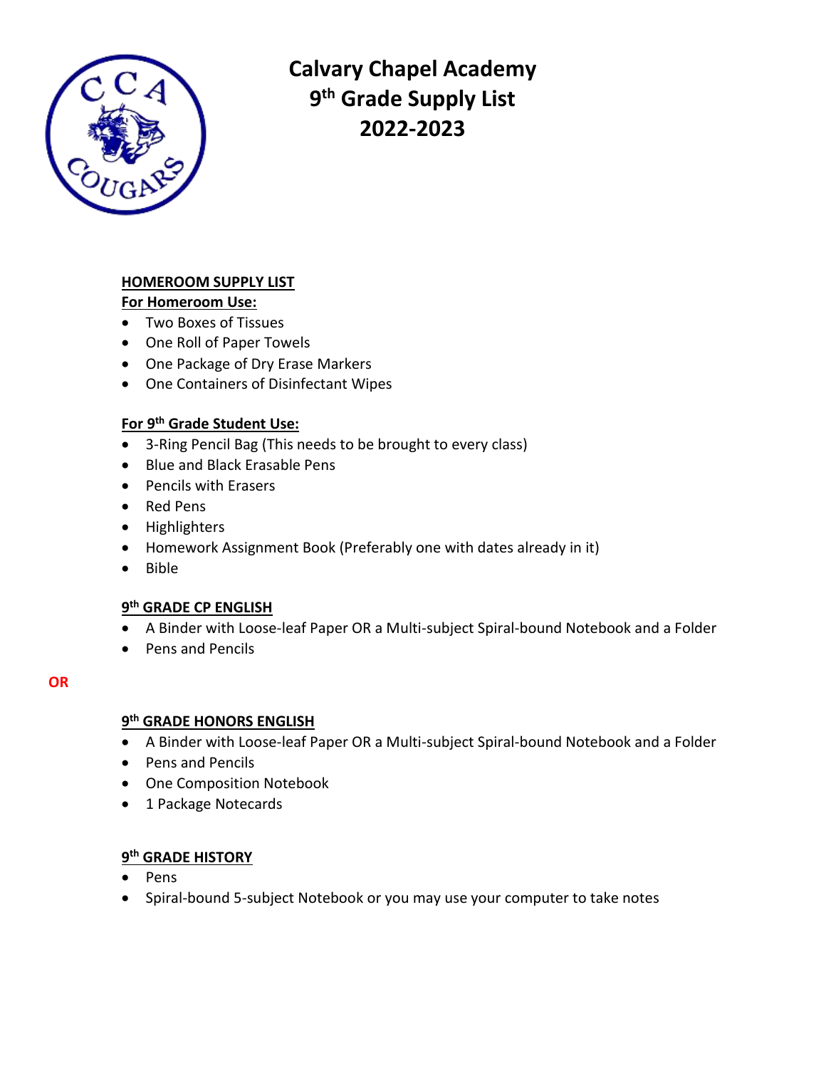# Calvary Chapel Academy
# 9th Grade Supply List
# 2022-2023

**HOMEROOM SUPPLY LIST**

**For Homeroom Use:**

- Two Boxes of Tissues
- One Roll of Paper Towels
- One Package of Dry Erase Markers
- One Containers of Disinfectant Wipes

**For 9th Grade Student Use:**

- 3-Ring Pencil Bag (This needs to be brought to every class)
- Blue and Black Erasable Pens
- Pencils with Erasers
- Red Pens
- Highlighters
- Homework Assignment Book (Preferably one with dates already in it)
- Bible

**9th GRADE CP ENGLISH**

- A Binder with Loose-leaf Paper OR a Multi-subject Spiral-bound Notebook and a Folder
- Pens and Pencils

**OR**

**9th GRADE HONORS ENGLISH**

- A Binder with Loose-leaf Paper OR a Multi-subject Spiral-bound Notebook and a Folder
- Pens and Pencils
- One Composition Notebook
- 1 Package Notecards

**9th GRADE HISTORY**

- Pens
- Spiral-bound 5-subject Notebook or you may use your computer to take notes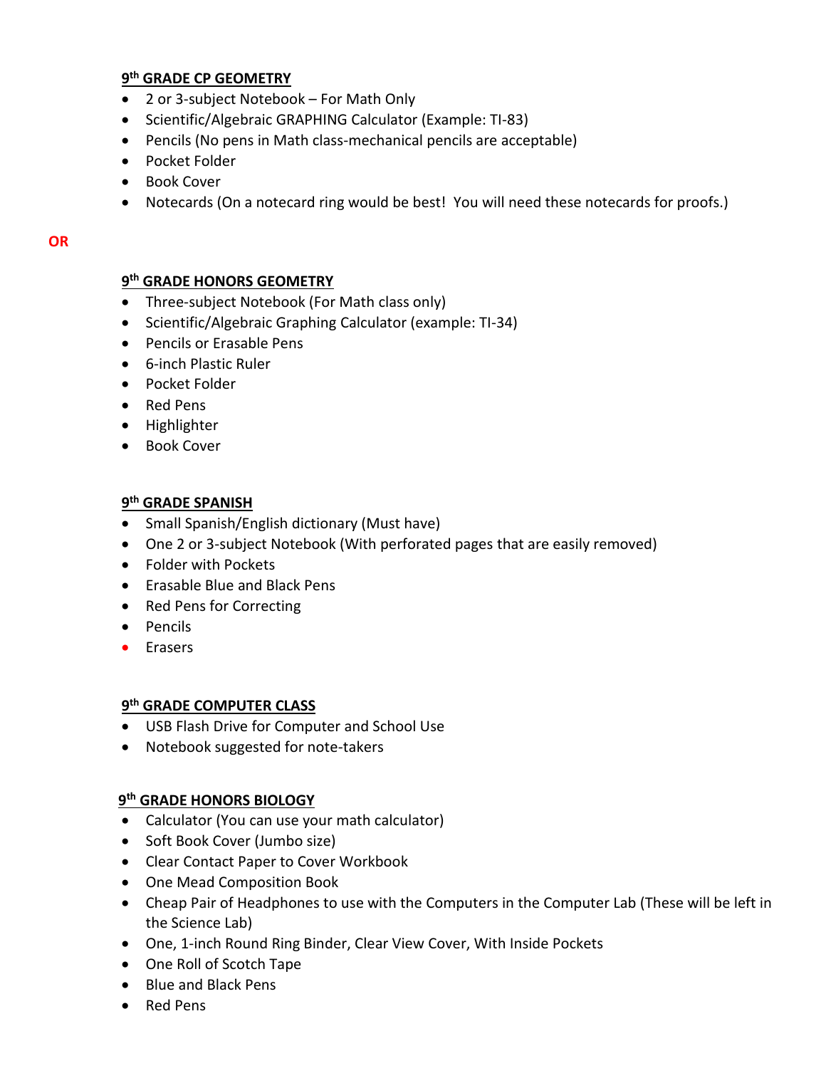### 9th GRADE CP GEOMETRY

- 2 or 3-subject Notebook – For Math Only
- Scientific/Algebraic GRAPHING Calculator (Example: TI-83)
- Pencils (No pens in Math class-mechanical pencils are acceptable)
- Pocket Folder
- Book Cover
- Notecards (On a notecard ring would be best! You will need these notecards for proofs.)

**OR**

### 9th GRADE HONORS GEOMETRY

- Three-subject Notebook (For Math class only)
- Scientific/Algebraic Graphing Calculator (example: TI-34)
- Pencils or Erasable Pens
- 6-inch Plastic Ruler
- Pocket Folder
- Red Pens
- Highlighter
- Book Cover

### 9th GRADE SPANISH

- Small Spanish/English dictionary (Must have)
- One 2 or 3-subject Notebook (With perforated pages that are easily removed)
- Folder with Pockets
- Erasable Blue and Black Pens
- Red Pens for Correcting
- Pencils
- Erasers

### 9th GRADE COMPUTER CLASS

- USB Flash Drive for Computer and School Use
- Notebook suggested for note-takers

### 9th GRADE HONORS BIOLOGY

- Calculator (You can use your math calculator)
- Soft Book Cover (Jumbo size)
- Clear Contact Paper to Cover Workbook
- One Mead Composition Book
- Cheap Pair of Headphones to use with the Computers in the Computer Lab (These will be left in the Science Lab)
- One, 1-inch Round Ring Binder, Clear View Cover, With Inside Pockets
- One Roll of Scotch Tape
- Blue and Black Pens
- Red Pens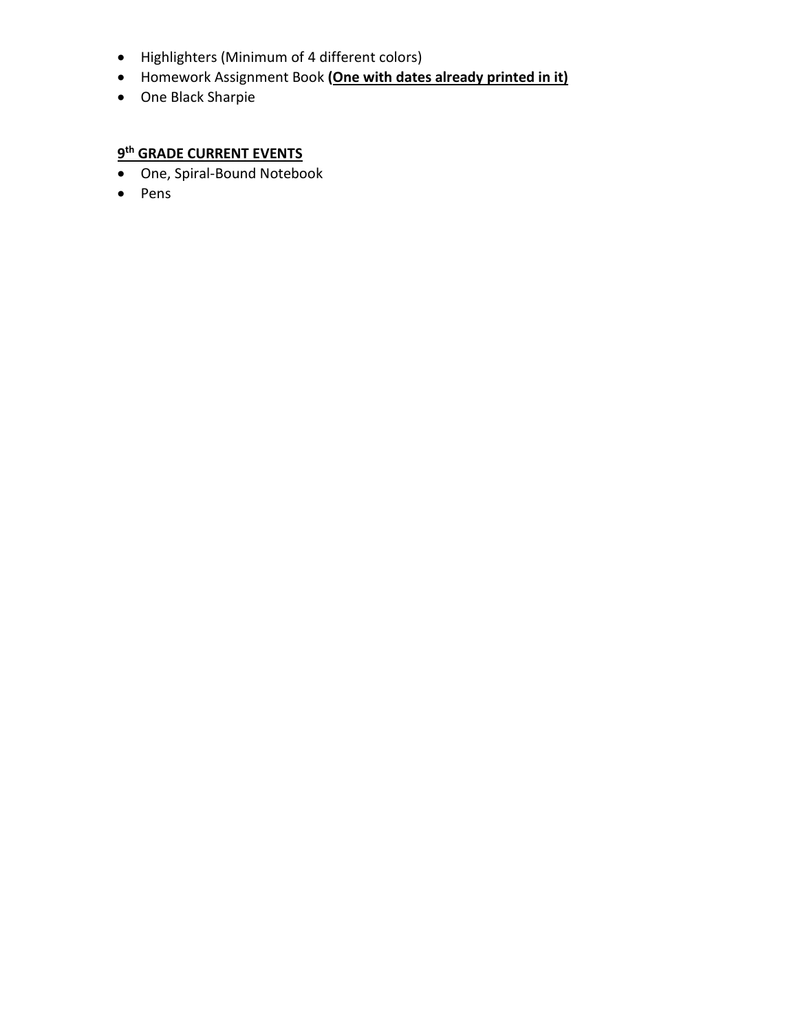- Highlighters (Minimum of 4 different colors)
- Homework Assignment Book **(One with dates already printed in it)**
- One Black Sharpie

**9th GRADE CURRENT EVENTS**

- One, Spiral-Bound Notebook
- Pens